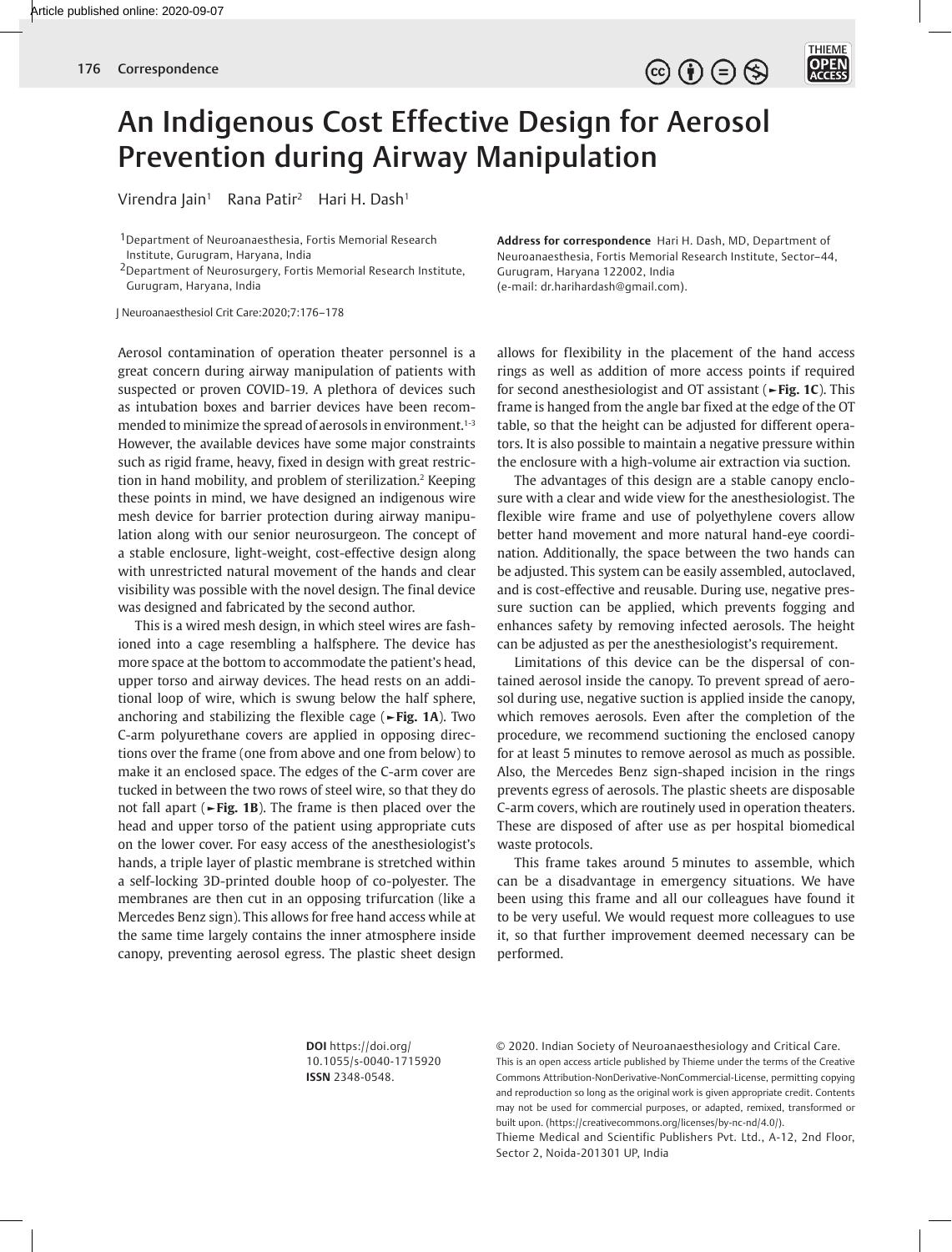# An Indigenous Cost Effective Design for Aerosol Prevention during Airway Manipulation

Virendra Jain[1] Rana Patir[2] Hari H. Dash[1]

[1]Department of Neuroanaesthesia, Fortis Memorial Research Institute, Gurugram, Haryana, India
[2]Department of Neurosurgery, Fortis Memorial Research Institute, Gurugram, Haryana, India

J Neuroanaesthesiol Crit Care:2020;7:176–178

**Address for correspondence** Hari H. Dash, MD, Department of Neuroanaesthesia, Fortis Memorial Research Institute, Sector–44, Gurugram, Haryana 122002, India (e-mail: dr.harihardash@gmail.com).

Aerosol contamination of operation theater personnel is a great concern during airway manipulation of patients with suspected or proven COVID-19. A plethora of devices such as intubation boxes and barrier devices have been recommended to minimize the spread of aerosols in environment.[1-3] However, the available devices have some major constraints such as rigid frame, heavy, fixed in design with great restriction in hand mobility, and problem of sterilization.[2] Keeping these points in mind, we have designed an indigenous wire mesh device for barrier protection during airway manipulation along with our senior neurosurgeon. The concept of a stable enclosure, light-weight, cost-effective design along with unrestricted natural movement of the hands and clear visibility was possible with the novel design. The final device was designed and fabricated by the second author.

This is a wired mesh design, in which steel wires are fashioned into a cage resembling a halfsphere. The device has more space at the bottom to accommodate the patient's head, upper torso and airway devices. The head rests on an additional loop of wire, which is swung below the half sphere, anchoring and stabilizing the flexible cage (►**Fig. 1A**). Two C-arm polyurethane covers are applied in opposing directions over the frame (one from above and one from below) to make it an enclosed space. The edges of the C-arm cover are tucked in between the two rows of steel wire, so that they do not fall apart (►**Fig. 1B**). The frame is then placed over the head and upper torso of the patient using appropriate cuts on the lower cover. For easy access of the anesthesiologist's hands, a triple layer of plastic membrane is stretched within a self-locking 3D-printed double hoop of co-polyester. The membranes are then cut in an opposing trifurcation (like a Mercedes Benz sign). This allows for free hand access while at the same time largely contains the inner atmosphere inside canopy, preventing aerosol egress. The plastic sheet design allows for flexibility in the placement of the hand access rings as well as addition of more access points if required for second anesthesiologist and OT assistant (►**Fig. 1C**). This frame is hanged from the angle bar fixed at the edge of the OT table, so that the height can be adjusted for different operators. It is also possible to maintain a negative pressure within the enclosure with a high-volume air extraction via suction.

The advantages of this design are a stable canopy enclosure with a clear and wide view for the anesthesiologist. The flexible wire frame and use of polyethylene covers allow better hand movement and more natural hand-eye coordination. Additionally, the space between the two hands can be adjusted. This system can be easily assembled, autoclaved, and is cost-effective and reusable. During use, negative pressure suction can be applied, which prevents fogging and enhances safety by removing infected aerosols. The height can be adjusted as per the anesthesiologist's requirement.

Limitations of this device can be the dispersal of contained aerosol inside the canopy. To prevent spread of aerosol during use, negative suction is applied inside the canopy, which removes aerosols. Even after the completion of the procedure, we recommend suctioning the enclosed canopy for at least 5 minutes to remove aerosol as much as possible. Also, the Mercedes Benz sign-shaped incision in the rings prevents egress of aerosols. The plastic sheets are disposable C-arm covers, which are routinely used in operation theaters. These are disposed of after use as per hospital biomedical waste protocols.

This frame takes around 5 minutes to assemble, which can be a disadvantage in emergency situations. We have been using this frame and all our colleagues have found it to be very useful. We would request more colleagues to use it, so that further improvement deemed necessary can be performed.

**DOI** https://doi.org/10.1055/s-0040-1715920
**ISSN** 2348-0548.

© 2020. Indian Society of Neuroanaesthesiology and Critical Care.
This is an open access article published by Thieme under the terms of the Creative Commons Attribution-NonDerivative-NonCommercial-License, permitting copying and reproduction so long as the original work is given appropriate credit. Contents may not be used for commercial purposes, or adapted, remixed, transformed or built upon. (https://creativecommons.org/licenses/by-nc-nd/4.0/).
Thieme Medical and Scientific Publishers Pvt. Ltd., A-12, 2nd Floor, Sector 2, Noida-201301 UP, India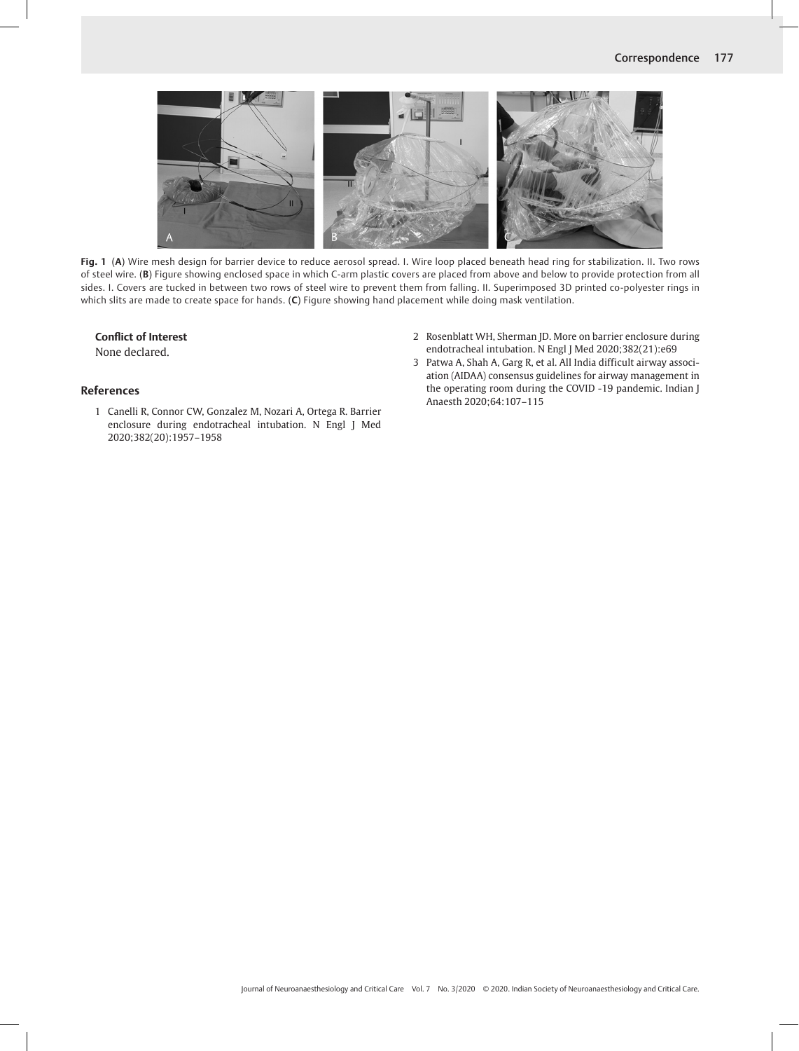Fig. 1 (**A**) Wire mesh design for barrier device to reduce aerosol spread. I. Wire loop placed beneath head ring for stabilization. II. Two rows of steel wire. (**B**) Figure showing enclosed space in which C-arm plastic covers are placed from above and below to provide protection from all sides. I. Covers are tucked in between two rows of steel wire to prevent them from falling. II. Superimposed 3D printed co-polyester rings in which slits are made to create space for hands. (**C**) Figure showing hand placement while doing mask ventilation.

**Conflict of Interest**

None declared.

## References

1. Canelli R, Connor CW, Gonzalez M, Nozari A, Ortega R. Barrier enclosure during endotracheal intubation. N Engl J Med 2020;382(20):1957–1958
2. Rosenblatt WH, Sherman JD. More on barrier enclosure during endotracheal intubation. N Engl J Med 2020;382(21):e69
3. Patwa A, Shah A, Garg R, et al. All India difficult airway association (AIDAA) consensus guidelines for airway management in the operating room during the COVID -19 pandemic. Indian J Anaesth 2020;64:107–115